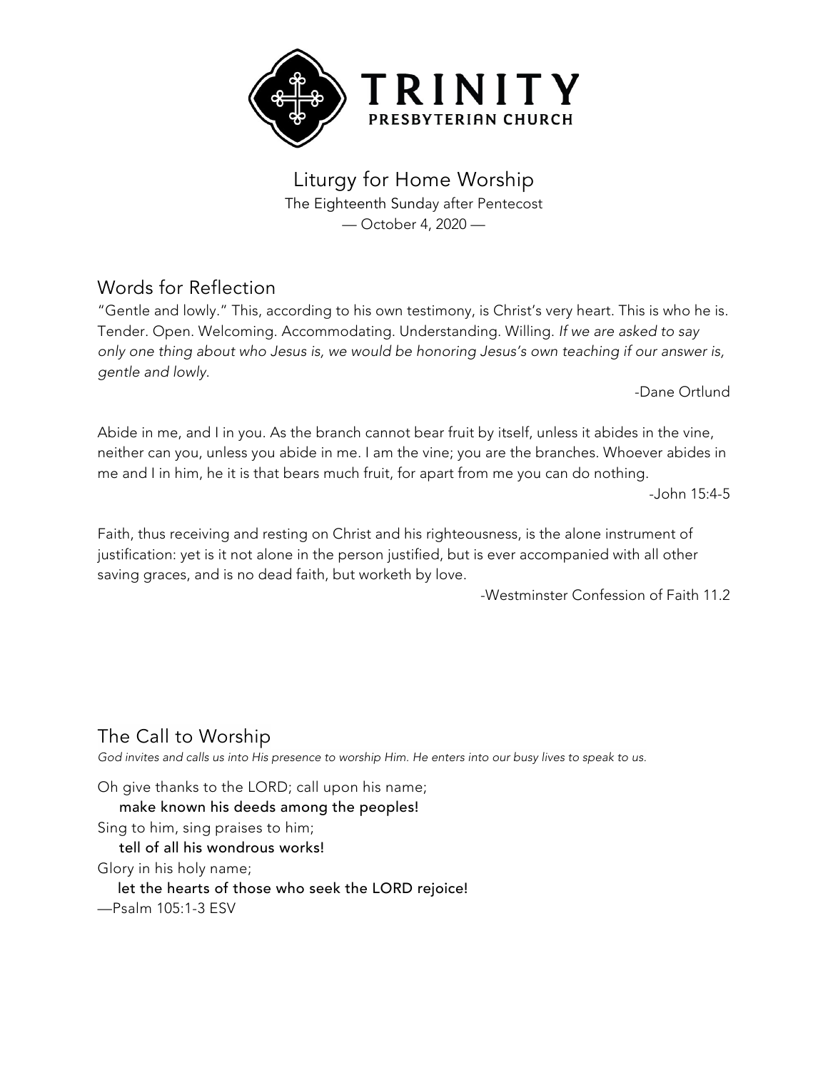# TRINITY
PRESBYTERIAN CHURCH

## Liturgy for Home Worship

The Eighteenth Sunday after Pentecost

— October 4, 2020 —

## Words for Reflection

"Gentle and lowly." This, according to his own testimony, is Christ's very heart. This is who he is. Tender. Open. Welcoming. Accommodating. Understanding. Willing. *If we are asked to say only one thing about who Jesus is, we would be honoring Jesus's own teaching if our answer is, gentle and lowly.*

-Dane Ortlund

Abide in me, and I in you. As the branch cannot bear fruit by itself, unless it abides in the vine, neither can you, unless you abide in me. I am the vine; you are the branches. Whoever abides in me and I in him, he it is that bears much fruit, for apart from me you can do nothing.

-John 15:4-5

Faith, thus receiving and resting on Christ and his righteousness, is the alone instrument of justification: yet is it not alone in the person justified, but is ever accompanied with all other saving graces, and is no dead faith, but worketh by love.

-Westminster Confession of Faith 11.2

## The Call to Worship

*God invites and calls us into His presence to worship Him. He enters into our busy lives to speak to us.*

Oh give thanks to the LORD; call upon his name;
**make known his deeds among the peoples!**
Sing to him, sing praises to him;
**tell of all his wondrous works!**
Glory in his holy name;
**let the hearts of those who seek the LORD rejoice!**
—Psalm 105:1-3 ESV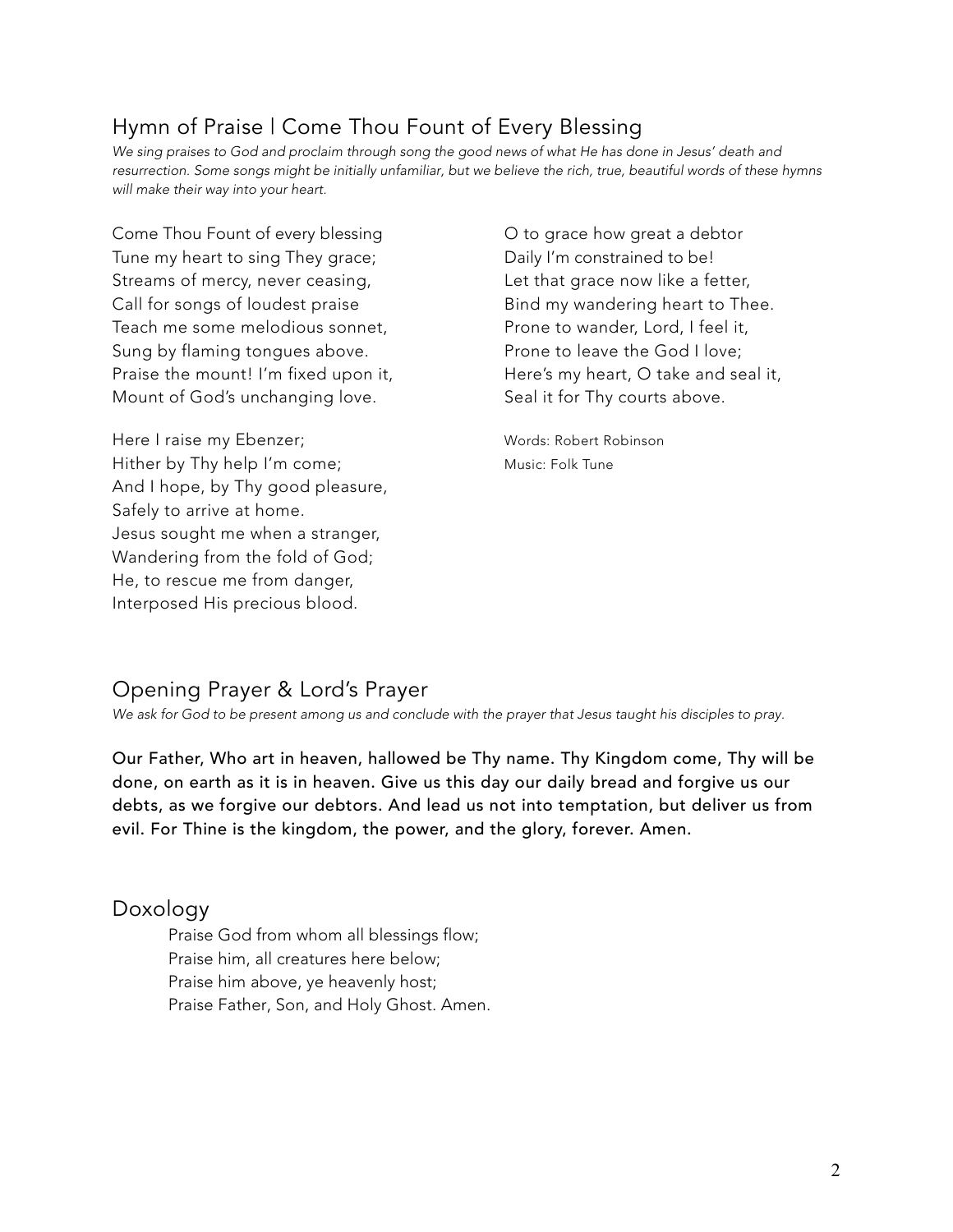## Hymn of Praise | Come Thou Fount of Every Blessing

*We sing praises to God and proclaim through song the good news of what He has done in Jesus' death and resurrection. Some songs might be initially unfamiliar, but we believe the rich, true, beautiful words of these hymns will make their way into your heart.*

Come Thou Fount of every blessing  
Tune my heart to sing They grace;  
Streams of mercy, never ceasing,  
Call for songs of loudest praise  
Teach me some melodious sonnet,  
Sung by flaming tongues above.  
Praise the mount! I'm fixed upon it,  
Mount of God's unchanging love.

Here I raise my Ebenzer;  
Hither by Thy help I'm come;  
And I hope, by Thy good pleasure,  
Safely to arrive at home.  
Jesus sought me when a stranger,  
Wandering from the fold of God;  
He, to rescue me from danger,  
Interposed His precious blood.

O to grace how great a debtor  
Daily I'm constrained to be!  
Let that grace now like a fetter,  
Bind my wandering heart to Thee.  
Prone to wander, Lord, I feel it,  
Prone to leave the God I love;  
Here's my heart, O take and seal it,  
Seal it for Thy courts above.

Words: Robert Robinson  
Music: Folk Tune

## Opening Prayer & Lord's Prayer

*We ask for God to be present among us and conclude with the prayer that Jesus taught his disciples to pray.*

**Our Father, Who art in heaven, hallowed be Thy name. Thy Kingdom come, Thy will be done, on earth as it is in heaven. Give us this day our daily bread and forgive us our debts, as we forgive our debtors. And lead us not into temptation, but deliver us from evil. For Thine is the kingdom, the power, and the glory, forever. Amen.**

## Doxology

Praise God from whom all blessings flow;  
Praise him, all creatures here below;  
Praise him above, ye heavenly host;  
Praise Father, Son, and Holy Ghost. Amen.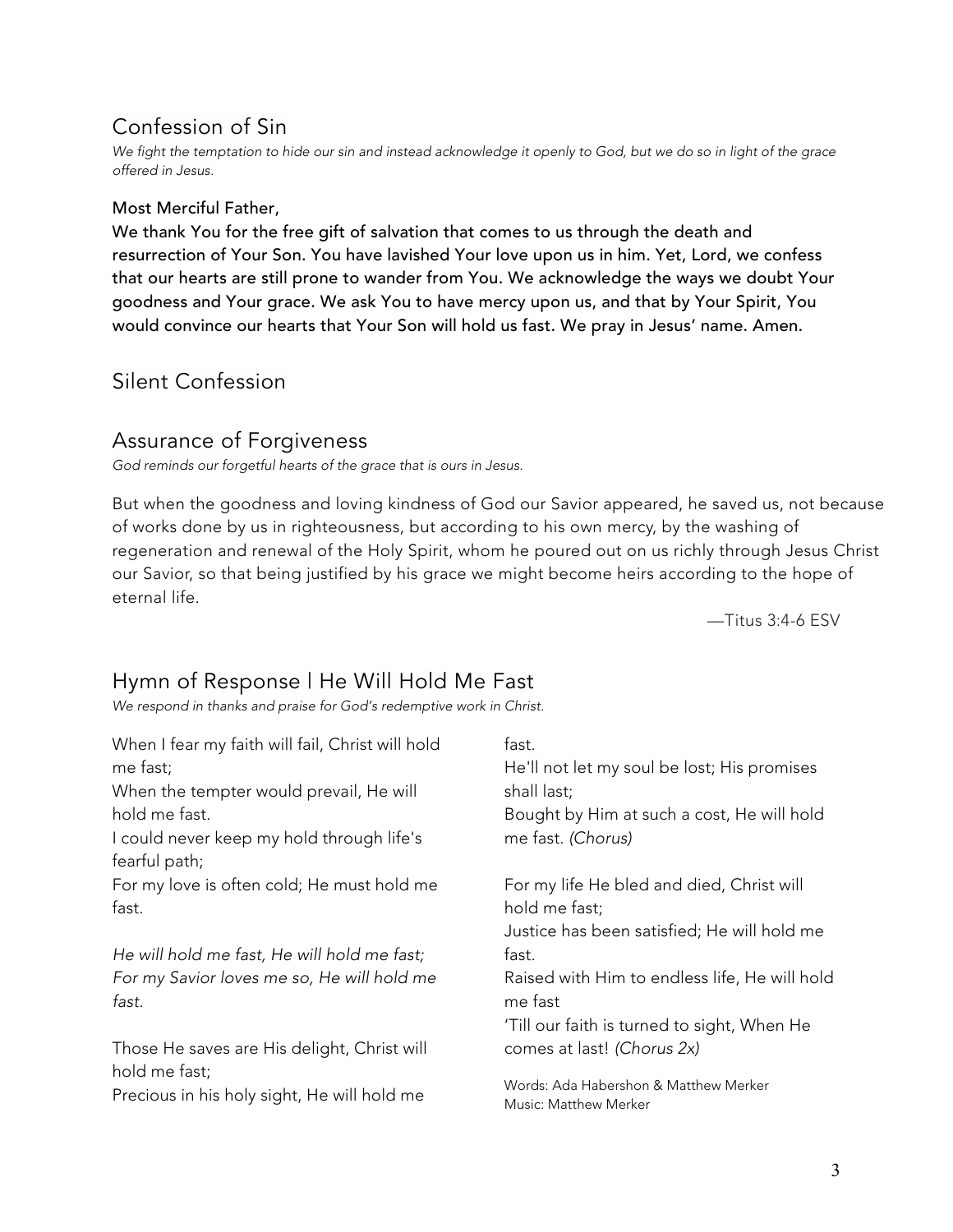## Confession of Sin

*We fight the temptation to hide our sin and instead acknowledge it openly to God, but we do so in light of the grace offered in Jesus.*

**Most Merciful Father,**
**We thank You for the free gift of salvation that comes to us through the death and resurrection of Your Son. You have lavished Your love upon us in him. Yet, Lord, we confess that our hearts are still prone to wander from You. We acknowledge the ways we doubt Your goodness and Your grace. We ask You to have mercy upon us, and that by Your Spirit, You would convince our hearts that Your Son will hold us fast. We pray in Jesus' name. Amen.**

## Silent Confession

## Assurance of Forgiveness

*God reminds our forgetful hearts of the grace that is ours in Jesus.*

But when the goodness and loving kindness of God our Savior appeared, he saved us, not because of works done by us in righteousness, but according to his own mercy, by the washing of regeneration and renewal of the Holy Spirit, whom he poured out on us richly through Jesus Christ our Savior, so that being justified by his grace we might become heirs according to the hope of eternal life.

—Titus 3:4-6 ESV

## Hymn of Response | He Will Hold Me Fast

*We respond in thanks and praise for God's redemptive work in Christ.*

When I fear my faith will fail, Christ will hold me fast;
When the tempter would prevail, He will hold me fast.
I could never keep my hold through life's fearful path;
For my love is often cold; He must hold me fast.

*He will hold me fast, He will hold me fast;*
*For my Savior loves me so, He will hold me fast.*

Those He saves are His delight, Christ will hold me fast;
Precious in his holy sight, He will hold me fast.
He'll not let my soul be lost; His promises shall last;
Bought by Him at such a cost, He will hold me fast. *(Chorus)*

For my life He bled and died, Christ will hold me fast;
Justice has been satisfied; He will hold me fast.
Raised with Him to endless life, He will hold me fast
'Till our faith is turned to sight, When He comes at last! *(Chorus 2x)*

Words: Ada Habershon & Matthew Merker
Music: Matthew Merker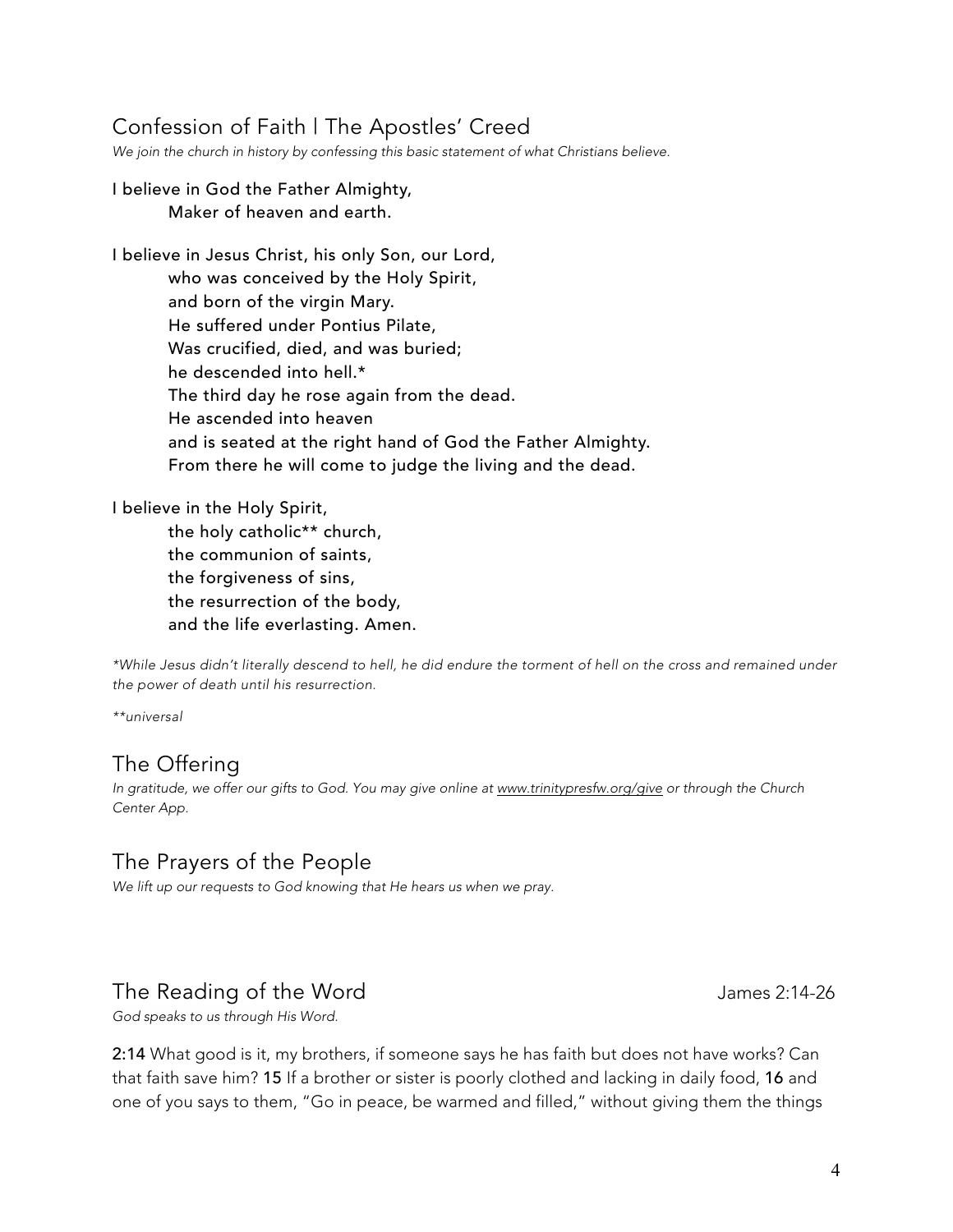## Confession of Faith | The Apostles' Creed

*We join the church in history by confessing this basic statement of what Christians believe.*

I believe in God the Father Almighty,
Maker of heaven and earth.

I believe in Jesus Christ, his only Son, our Lord,
who was conceived by the Holy Spirit,
and born of the virgin Mary.
He suffered under Pontius Pilate,
Was crucified, died, and was buried;
he descended into hell.*
The third day he rose again from the dead.
He ascended into heaven
and is seated at the right hand of God the Father Almighty.
From there he will come to judge the living and the dead.

I believe in the Holy Spirit,
the holy catholic** church,
the communion of saints,
the forgiveness of sins,
the resurrection of the body,
and the life everlasting. Amen.

*\*While Jesus didn't literally descend to hell, he did endure the torment of hell on the cross and remained under the power of death until his resurrection.*

*\*\*universal*

## The Offering

*In gratitude, we offer our gifts to God. You may give online at www.trinitypresfw.org/give or through the Church Center App.*

## The Prayers of the People

*We lift up our requests to God knowing that He hears us when we pray.*

## The Reading of the Word — James 2:14-26

*God speaks to us through His Word.*

**2:14** What good is it, my brothers, if someone says he has faith but does not have works? Can that faith save him? **15** If a brother or sister is poorly clothed and lacking in daily food, **16** and one of you says to them, "Go in peace, be warmed and filled," without giving them the things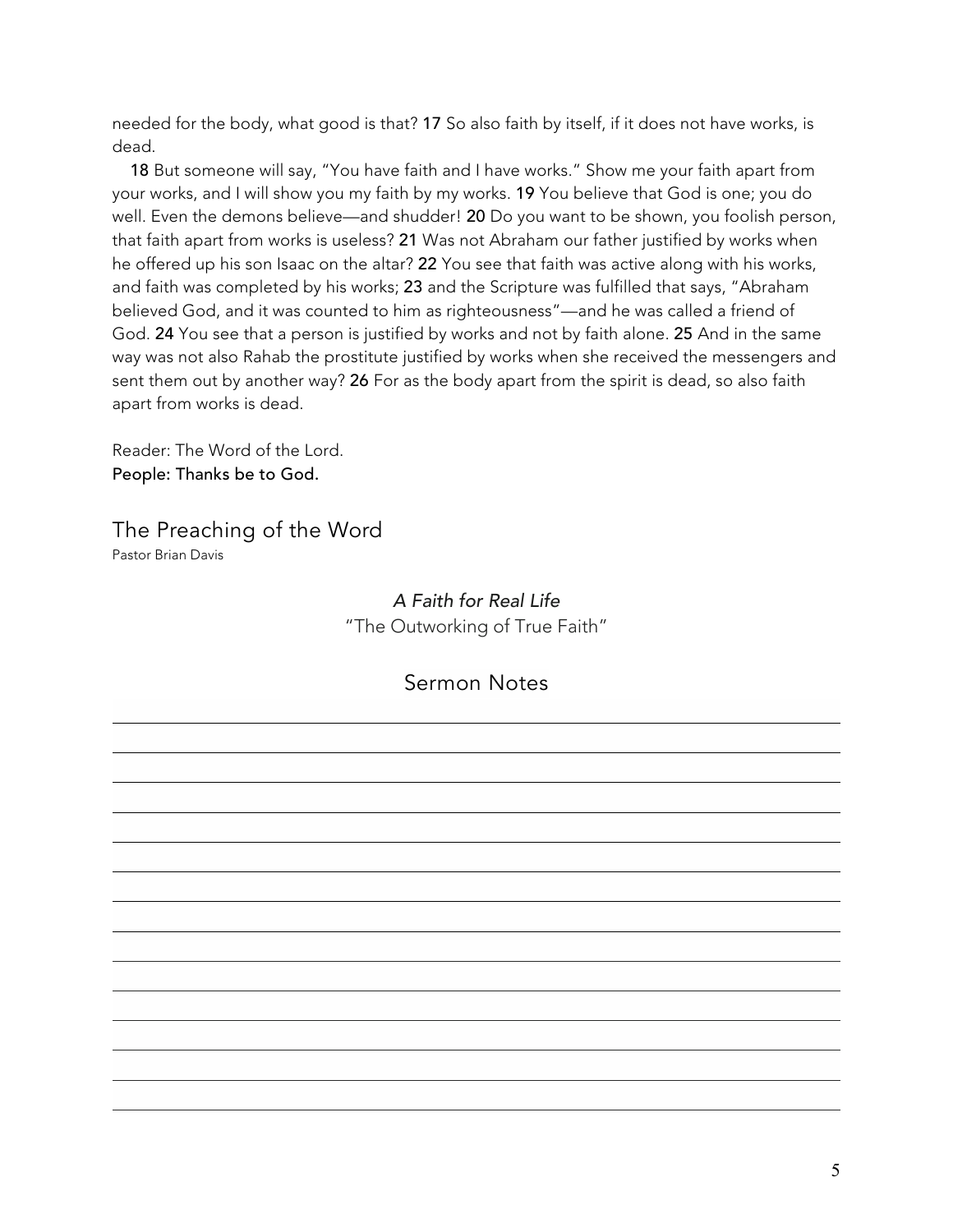needed for the body, what good is that? **17** So also faith by itself, if it does not have works, is dead.

**18** But someone will say, "You have faith and I have works." Show me your faith apart from your works, and I will show you my faith by my works. **19** You believe that God is one; you do well. Even the demons believe—and shudder! **20** Do you want to be shown, you foolish person, that faith apart from works is useless? **21** Was not Abraham our father justified by works when he offered up his son Isaac on the altar? **22** You see that faith was active along with his works, and faith was completed by his works; **23** and the Scripture was fulfilled that says, "Abraham believed God, and it was counted to him as righteousness"—and he was called a friend of God. **24** You see that a person is justified by works and not by faith alone. **25** And in the same way was not also Rahab the prostitute justified by works when she received the messengers and sent them out by another way? **26** For as the body apart from the spirit is dead, so also faith apart from works is dead.

Reader: The Word of the Lord.
**People: Thanks be to God.**

## The Preaching of the Word

Pastor Brian Davis

*A Faith for Real Life*
"The Outworking of True Faith"

### Sermon Notes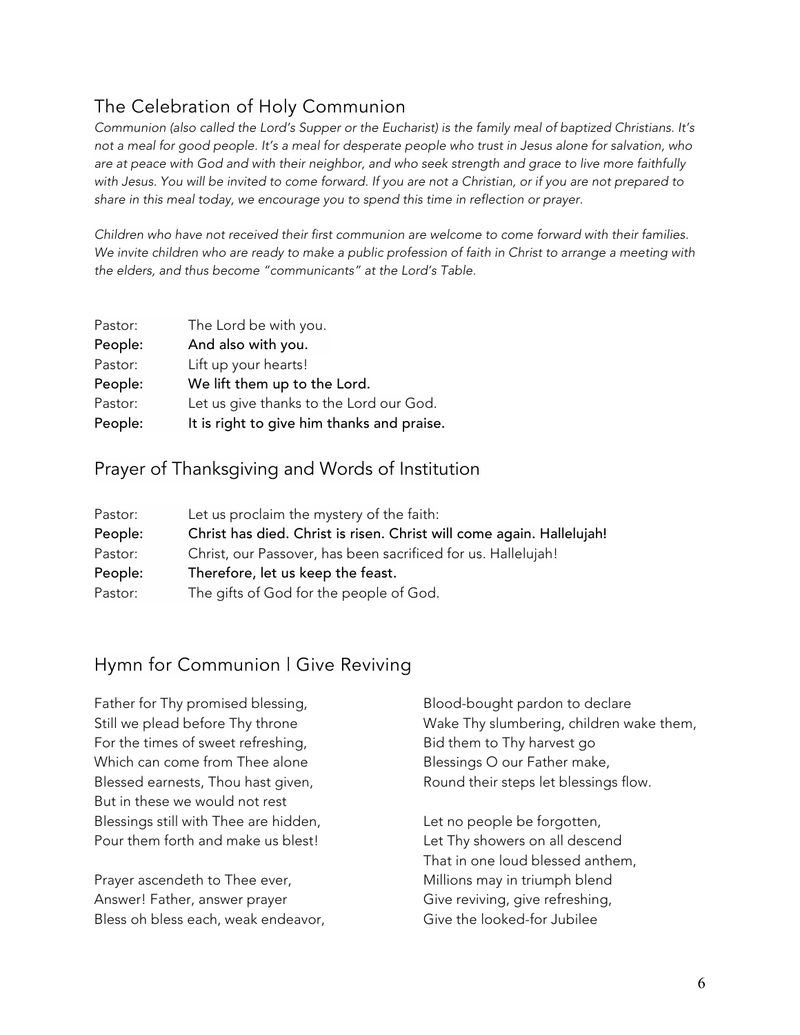## The Celebration of Holy Communion

*Communion (also called the Lord's Supper or the Eucharist) is the family meal of baptized Christians. It's not a meal for good people. It's a meal for desperate people who trust in Jesus alone for salvation, who are at peace with God and with their neighbor, and who seek strength and grace to live more faithfully with Jesus. You will be invited to come forward. If you are not a Christian, or if you are not prepared to share in this meal today, we encourage you to spend this time in reflection or prayer.*

*Children who have not received their first communion are welcome to come forward with their families. We invite children who are ready to make a public profession of faith in Christ to arrange a meeting with the elders, and thus become "communicants" at the Lord's Table.*

Pastor: The Lord be with you.
**People: And also with you.**
Pastor: Lift up your hearts!
**People: We lift them up to the Lord.**
Pastor: Let us give thanks to the Lord our God.
**People: It is right to give him thanks and praise.**

## Prayer of Thanksgiving and Words of Institution

Pastor: Let us proclaim the mystery of the faith:
**People: Christ has died. Christ is risen. Christ will come again. Hallelujah!**
Pastor: Christ, our Passover, has been sacrificed for us. Hallelujah!
**People: Therefore, let us keep the feast.**
Pastor: The gifts of God for the people of God.

## Hymn for Communion | Give Reviving

Father for Thy promised blessing,
Still we plead before Thy throne
For the times of sweet refreshing,
Which can come from Thee alone
Blessed earnests, Thou hast given,
But in these we would not rest
Blessings still with Thee are hidden,
Pour them forth and make us blest!

Prayer ascendeth to Thee ever,
Answer! Father, answer prayer
Bless oh bless each, weak endeavor,
Blood-bought pardon to declare
Wake Thy slumbering, children wake them,
Bid them to Thy harvest go
Blessings O our Father make,
Round their steps let blessings flow.

Let no people be forgotten,
Let Thy showers on all descend
That in one loud blessed anthem,
Millions may in triumph blend
Give reviving, give refreshing,
Give the looked-for Jubilee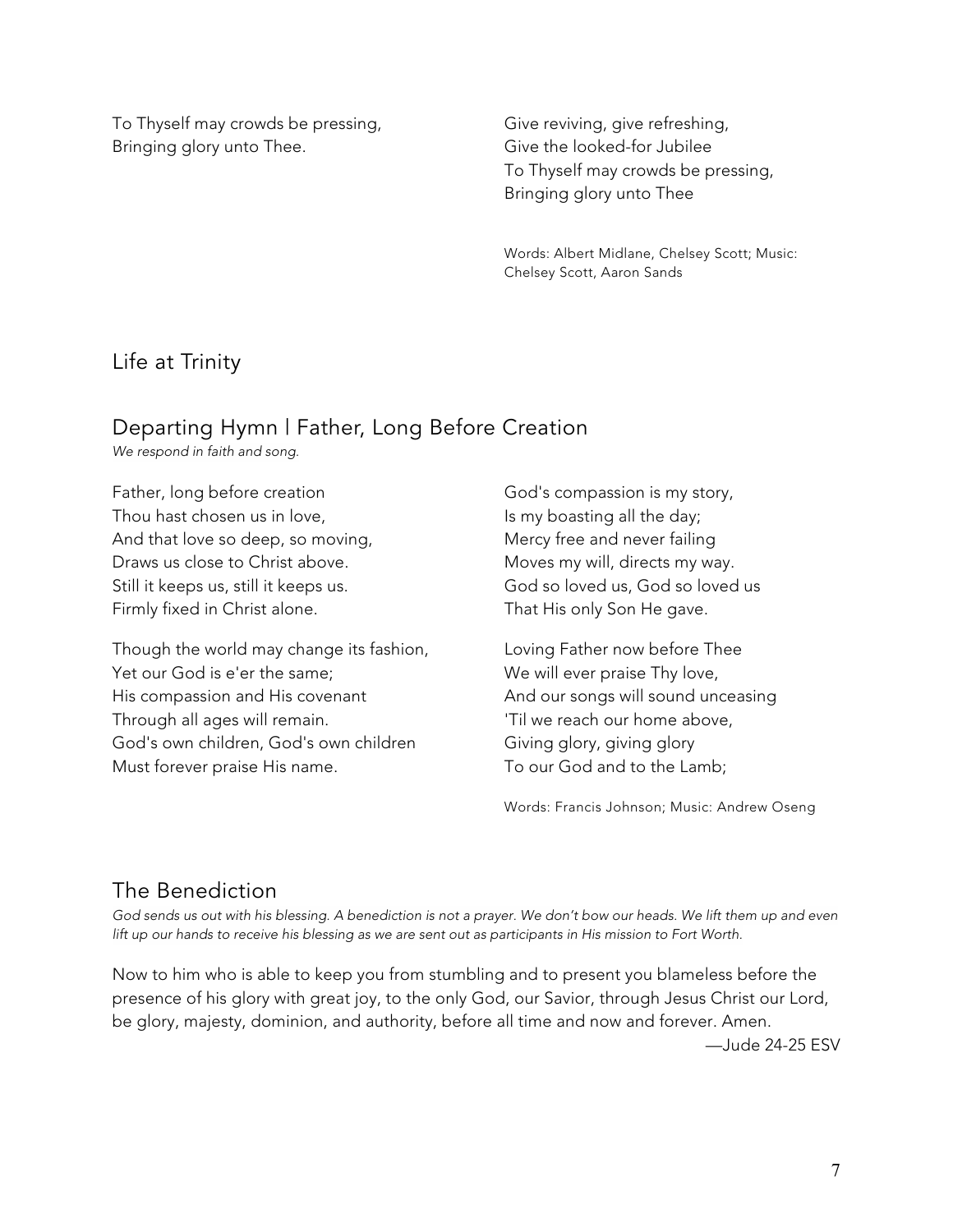To Thyself may crowds be pressing,
Bringing glory unto Thee.

Give reviving, give refreshing,
Give the looked-for Jubilee
To Thyself may crowds be pressing,
Bringing glory unto Thee

Words: Albert Midlane, Chelsey Scott; Music: Chelsey Scott, Aaron Sands

## Life at Trinity

## Departing Hymn | Father, Long Before Creation

*We respond in faith and song.*

Father, long before creation
Thou hast chosen us in love,
And that love so deep, so moving,
Draws us close to Christ above.
Still it keeps us, still it keeps us.
Firmly fixed in Christ alone.

Though the world may change its fashion,
Yet our God is e'er the same;
His compassion and His covenant
Through all ages will remain.
God's own children, God's own children
Must forever praise His name.

God's compassion is my story,
Is my boasting all the day;
Mercy free and never failing
Moves my will, directs my way.
God so loved us, God so loved us
That His only Son He gave.

Loving Father now before Thee
We will ever praise Thy love,
And our songs will sound unceasing
'Til we reach our home above,
Giving glory, giving glory
To our God and to the Lamb;

Words: Francis Johnson; Music: Andrew Oseng

## The Benediction

*God sends us out with his blessing. A benediction is not a prayer. We don't bow our heads. We lift them up and even lift up our hands to receive his blessing as we are sent out as participants in His mission to Fort Worth.*

Now to him who is able to keep you from stumbling and to present you blameless before the presence of his glory with great joy, to the only God, our Savior, through Jesus Christ our Lord, be glory, majesty, dominion, and authority, before all time and now and forever. Amen.

—Jude 24-25 ESV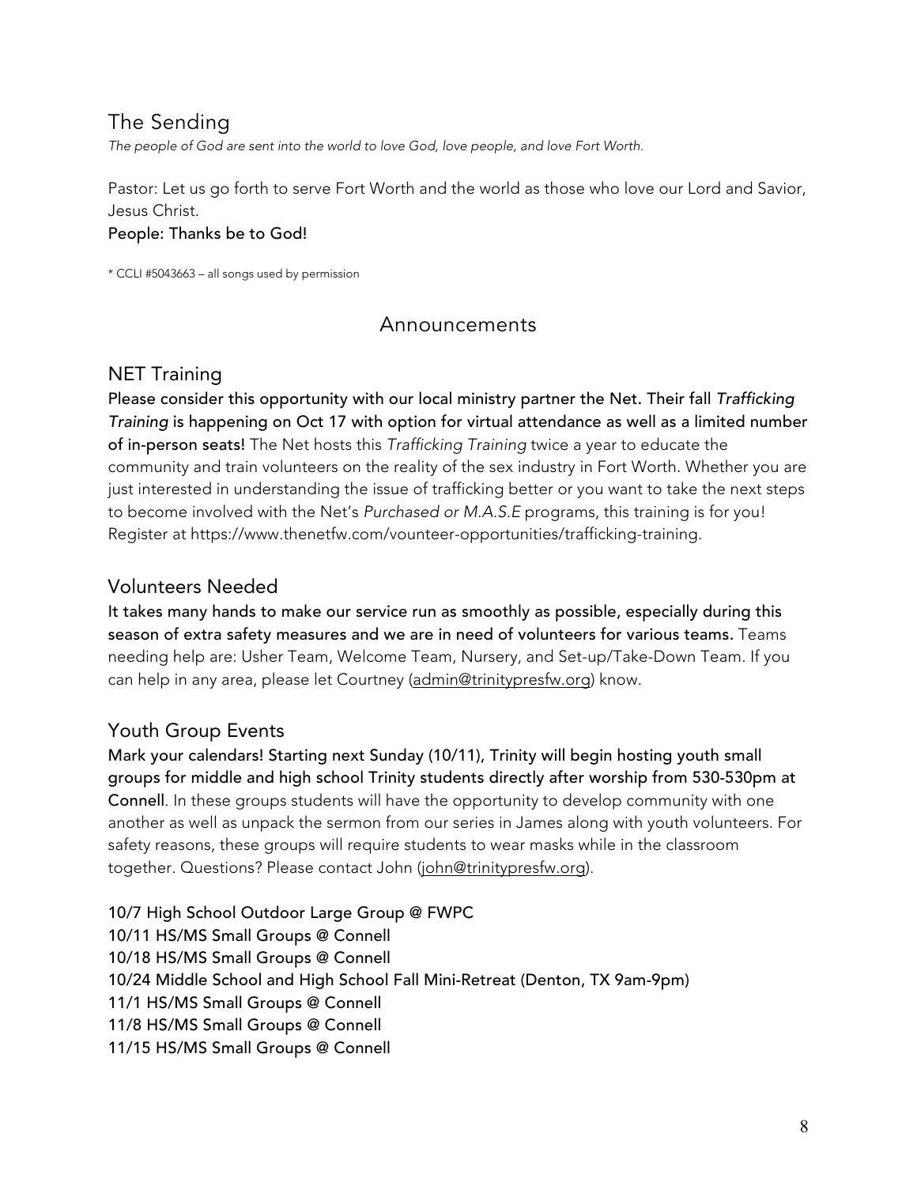## The Sending

*The people of God are sent into the world to love God, love people, and love Fort Worth.*

Pastor: Let us go forth to serve Fort Worth and the world as those who love our Lord and Savior, Jesus Christ.

**People: Thanks be to God!**

* CCLI #5043663 – all songs used by permission

# Announcements

## NET Training

**Please consider this opportunity with our local ministry partner the Net. Their fall *Trafficking Training* is happening on Oct 17 with option for virtual attendance as well as a limited number of in-person seats!** The Net hosts this *Trafficking Training* twice a year to educate the community and train volunteers on the reality of the sex industry in Fort Worth. Whether you are just interested in understanding the issue of trafficking better or you want to take the next steps to become involved with the Net's *Purchased or M.A.S.E* programs, this training is for you! Register at https://www.thenetfw.com/vounteer-opportunities/trafficking-training.

## Volunteers Needed

**It takes many hands to make our service run as smoothly as possible, especially during this season of extra safety measures and we are in need of volunteers for various teams.** Teams needing help are: Usher Team, Welcome Team, Nursery, and Set-up/Take-Down Team. If you can help in any area, please let Courtney (admin@trinitypresfw.org) know.

## Youth Group Events

**Mark your calendars! Starting next Sunday (10/11), Trinity will begin hosting youth small groups for middle and high school Trinity students directly after worship from 530-530pm at Connell**. In these groups students will have the opportunity to develop community with one another as well as unpack the sermon from our series in James along with youth volunteers. For safety reasons, these groups will require students to wear masks while in the classroom together. Questions? Please contact John (john@trinitypresfw.org).

**10/7 High School Outdoor Large Group @ FWPC**  
**10/11 HS/MS Small Groups @ Connell**  
**10/18 HS/MS Small Groups @ Connell**  
**10/24 Middle School and High School Fall Mini-Retreat (Denton, TX 9am-9pm)**  
**11/1 HS/MS Small Groups @ Connell**  
**11/8 HS/MS Small Groups @ Connell**  
**11/15 HS/MS Small Groups @ Connell**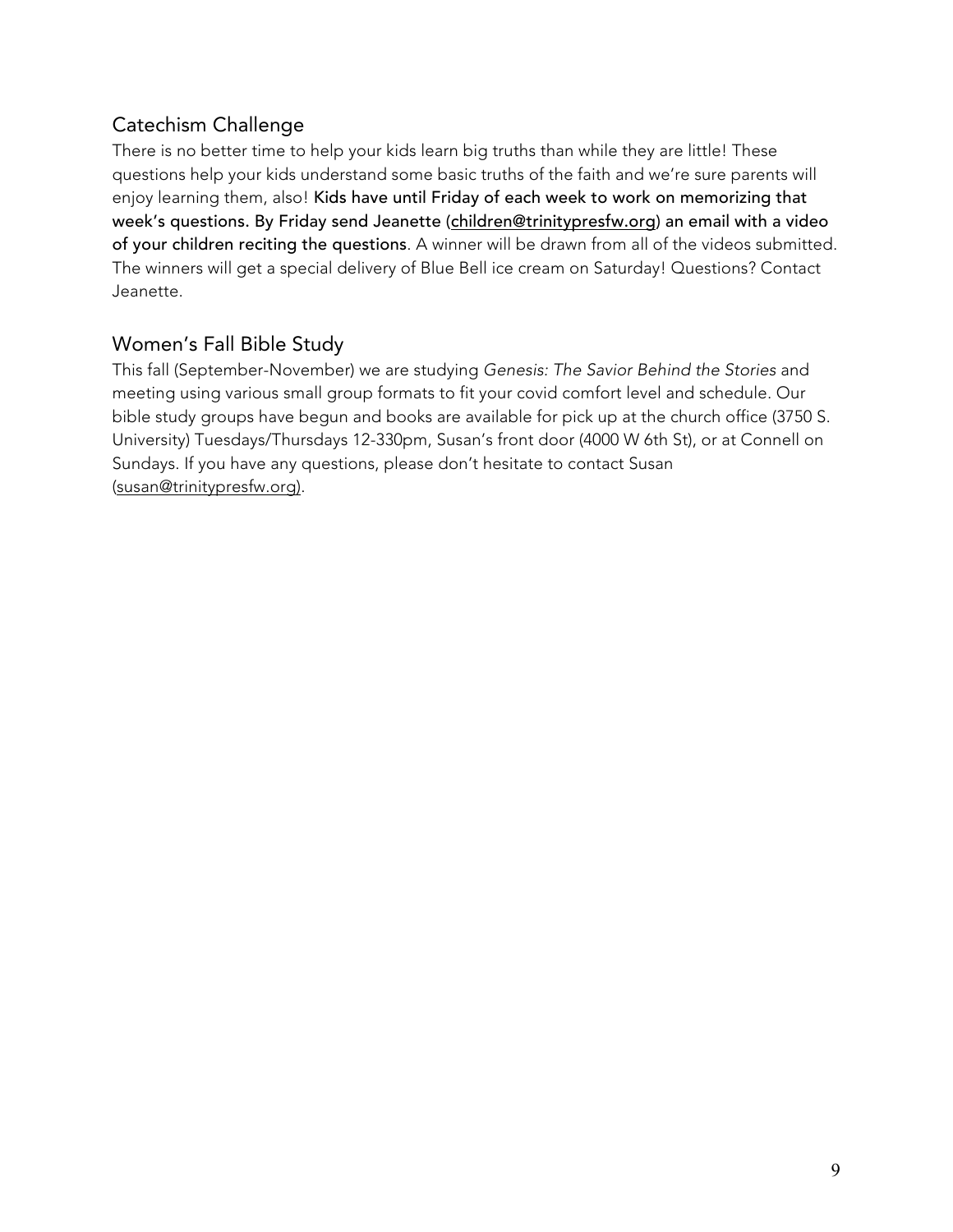## Catechism Challenge

There is no better time to help your kids learn big truths than while they are little! These questions help your kids understand some basic truths of the faith and we're sure parents will enjoy learning them, also! **Kids have until Friday of each week to work on memorizing that week's questions. By Friday send Jeanette (children@trinitypresfw.org) an email with a video of your children reciting the questions**. A winner will be drawn from all of the videos submitted. The winners will get a special delivery of Blue Bell ice cream on Saturday! Questions? Contact Jeanette.

## Women's Fall Bible Study

This fall (September-November) we are studying *Genesis: The Savior Behind the Stories* and meeting using various small group formats to fit your covid comfort level and schedule. Our bible study groups have begun and books are available for pick up at the church office (3750 S. University) Tuesdays/Thursdays 12-330pm, Susan's front door (4000 W 6th St), or at Connell on Sundays. If you have any questions, please don't hesitate to contact Susan (susan@trinitypresfw.org).